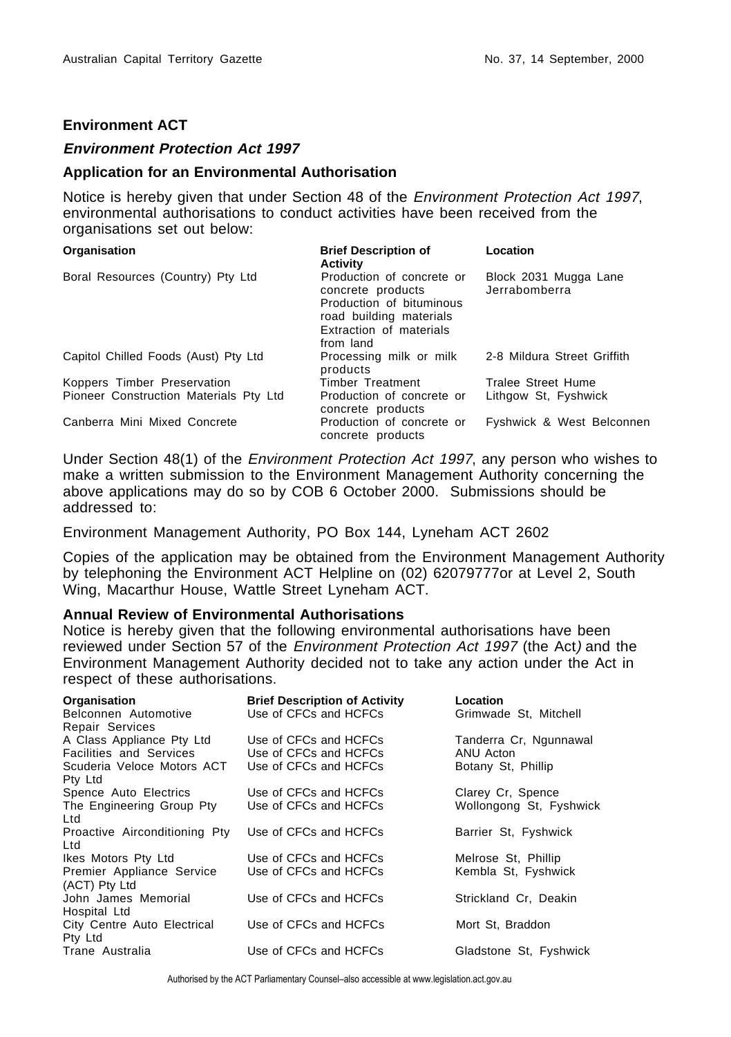## Environment ACT

### *Environment Protection Act 1997*

### Application for an Environmental Authorisation

Notice is hereby given that under Section 48 of the *Environment Protection Act 1997*, environmental authorisations to conduct activities have been received from the organisations set out below:

| Organisation | Brief Description of Activity | Location |
|---|---|---|
| Boral Resources (Country) Pty Ltd | Production of concrete or concrete products<br>Production of bituminous road building materials<br>Extraction of materials from land | Block 2031 Mugga Lane Jerrabomberra |
| Capitol Chilled Foods (Aust) Pty Ltd | Processing milk or milk products | 2-8 Mildura Street Griffith |
| Koppers Timber Preservation | Timber Treatment | Tralee Street Hume |
| Pioneer Construction Materials Pty Ltd | Production of concrete or concrete products | Lithgow St, Fyshwick |
| Canberra Mini Mixed Concrete | Production of concrete or concrete products | Fyshwick & West Belconnen |

Under Section 48(1) of the *Environment Protection Act 1997*, any person who wishes to make a written submission to the Environment Management Authority concerning the above applications may do so by COB 6 October 2000. Submissions should be addressed to:

Environment Management Authority, PO Box 144, Lyneham ACT 2602

Copies of the application may be obtained from the Environment Management Authority by telephoning the Environment ACT Helpline on (02) 62079777or at Level 2, South Wing, Macarthur House, Wattle Street Lyneham ACT.

### Annual Review of Environmental Authorisations

Notice is hereby given that the following environmental authorisations have been reviewed under Section 57 of the *Environment Protection Act 1997* (the Act) and the Environment Management Authority decided not to take any action under the Act in respect of these authorisations.

| Organisation | Brief Description of Activity | Location |
|---|---|---|
| Belconnen Automotive Repair Services | Use of CFCs and HCFCs | Grimwade St, Mitchell |
| A Class Appliance Pty Ltd | Use of CFCs and HCFCs | Tanderra Cr, Ngunnawal |
| Facilities and Services | Use of CFCs and HCFCs | ANU Acton |
| Scuderia Veloce Motors ACT Pty Ltd | Use of CFCs and HCFCs | Botany St, Phillip |
| Spence Auto Electrics | Use of CFCs and HCFCs | Clarey Cr, Spence |
| The Engineering Group Pty Ltd | Use of CFCs and HCFCs | Wollongong St, Fyshwick |
| Proactive Airconditioning Pty Ltd | Use of CFCs and HCFCs | Barrier St, Fyshwick |
| Ikes Motors Pty Ltd | Use of CFCs and HCFCs | Melrose St, Phillip |
| Premier Appliance Service (ACT) Pty Ltd | Use of CFCs and HCFCs | Kembla St, Fyshwick |
| John James Memorial Hospital Ltd | Use of CFCs and HCFCs | Strickland Cr, Deakin |
| City Centre Auto Electrical Pty Ltd | Use of CFCs and HCFCs | Mort St, Braddon |
| Trane Australia | Use of CFCs and HCFCs | Gladstone St, Fyshwick |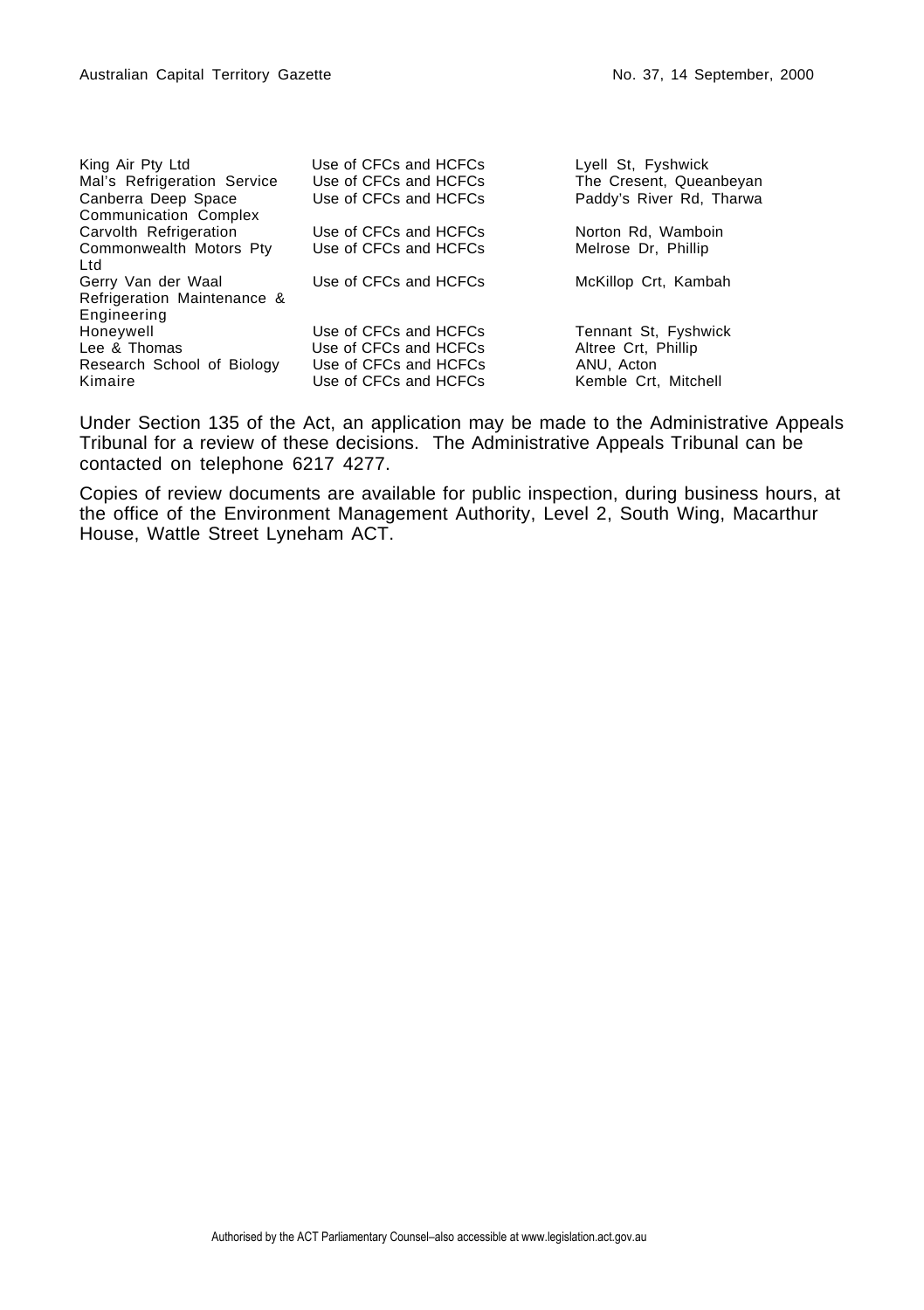| | | |
|---|---|---|
| King Air Pty Ltd | Use of CFCs and HCFCs | Lyell St, Fyshwick |
| Mal's Refrigeration Service | Use of CFCs and HCFCs | The Cresent, Queanbeyan |
| Canberra Deep Space Communication Complex | Use of CFCs and HCFCs | Paddy's River Rd, Tharwa |
| Carvolth Refrigeration | Use of CFCs and HCFCs | Norton Rd, Wamboin |
| Commonwealth Motors Pty Ltd | Use of CFCs and HCFCs | Melrose Dr, Phillip |
| Gerry Van der Waal Refrigeration Maintenance & Engineering | Use of CFCs and HCFCs | McKillop Crt, Kambah |
| Honeywell | Use of CFCs and HCFCs | Tennant St, Fyshwick |
| Lee & Thomas | Use of CFCs and HCFCs | Altree Crt, Phillip |
| Research School of Biology | Use of CFCs and HCFCs | ANU, Acton |
| Kimaire | Use of CFCs and HCFCs | Kemble Crt, Mitchell |

Under Section 135 of the Act, an application may be made to the Administrative Appeals Tribunal for a review of these decisions. The Administrative Appeals Tribunal can be contacted on telephone 6217 4277.

Copies of review documents are available for public inspection, during business hours, at the office of the Environment Management Authority, Level 2, South Wing, Macarthur House, Wattle Street Lyneham ACT.